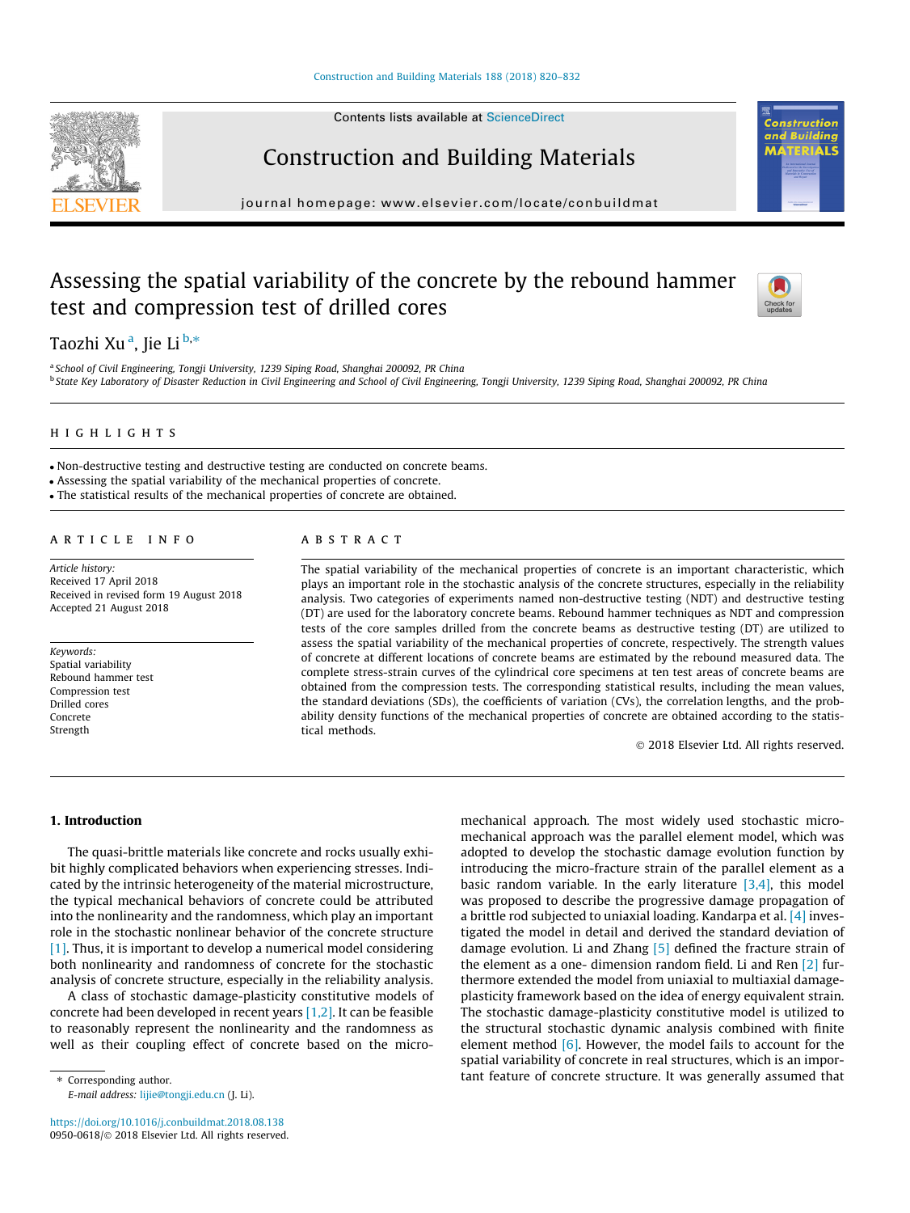# Assessing the spatial variability of the concrete by the rebound hammer test and compression test of drilled cores

Taozhi Xu [a], Jie Li [b,*]

[a] School of Civil Engineering, Tongji University, 1239 Siping Road, Shanghai 200092, PR China

[b] State Key Laboratory of Disaster Reduction in Civil Engineering and School of Civil Engineering, Tongji University, 1239 Siping Road, Shanghai 200092, PR China

## HIGHLIGHTS

- Non-destructive testing and destructive testing are conducted on concrete beams.
- Assessing the spatial variability of the mechanical properties of concrete.
- The statistical results of the mechanical properties of concrete are obtained.

## ARTICLE INFO

*Article history:*
Received 17 April 2018
Received in revised form 19 August 2018
Accepted 21 August 2018

*Keywords:*
Spatial variability
Rebound hammer test
Compression test
Drilled cores
Concrete
Strength

## ABSTRACT

The spatial variability of the mechanical properties of concrete is an important characteristic, which plays an important role in the stochastic analysis of the concrete structures, especially in the reliability analysis. Two categories of experiments named non-destructive testing (NDT) and destructive testing (DT) are used for the laboratory concrete beams. Rebound hammer techniques as NDT and compression tests of the core samples drilled from the concrete beams as destructive testing (DT) are utilized to assess the spatial variability of the mechanical properties of concrete, respectively. The strength values of concrete at different locations of concrete beams are estimated by the rebound measured data. The complete stress-strain curves of the cylindrical core specimens at ten test areas of concrete beams are obtained from the compression tests. The corresponding statistical results, including the mean values, the standard deviations (SDs), the coefficients of variation (CVs), the correlation lengths, and the probability density functions of the mechanical properties of concrete are obtained according to the statistical methods.

© 2018 Elsevier Ltd. All rights reserved.

## 1. Introduction

The quasi-brittle materials like concrete and rocks usually exhibit highly complicated behaviors when experiencing stresses. Indicated by the intrinsic heterogeneity of the material microstructure, the typical mechanical behaviors of concrete could be attributed into the nonlinearity and the randomness, which play an important role in the stochastic nonlinear behavior of the concrete structure [1]. Thus, it is important to develop a numerical model considering both nonlinearity and randomness of concrete for the stochastic analysis of concrete structure, especially in the reliability analysis.

A class of stochastic damage-plasticity constitutive models of concrete had been developed in recent years [1,2]. It can be feasible to reasonably represent the nonlinearity and the randomness as well as their coupling effect of concrete based on the micro-mechanical approach. The most widely used stochastic micro-mechanical approach was the parallel element model, which was adopted to develop the stochastic damage evolution function by introducing the micro-fracture strain of the parallel element as a basic random variable. In the early literature [3,4], this model was proposed to describe the progressive damage propagation of a brittle rod subjected to uniaxial loading. Kandarpa et al. [4] investigated the model in detail and derived the standard deviation of damage evolution. Li and Zhang [5] defined the fracture strain of the element as a one- dimension random field. Li and Ren [2] furthermore extended the model from uniaxial to multiaxial damage-plasticity framework based on the idea of energy equivalent strain. The stochastic damage-plasticity constitutive model is utilized to the structural stochastic dynamic analysis combined with finite element method [6]. However, the model fails to account for the spatial variability of concrete in real structures, which is an important feature of concrete structure. It was generally assumed that

\* Corresponding author.
E-mail address: lijie@tongji.edu.cn (J. Li).

https://doi.org/10.1016/j.conbuildmat.2018.08.138
0950-0618/© 2018 Elsevier Ltd. All rights reserved.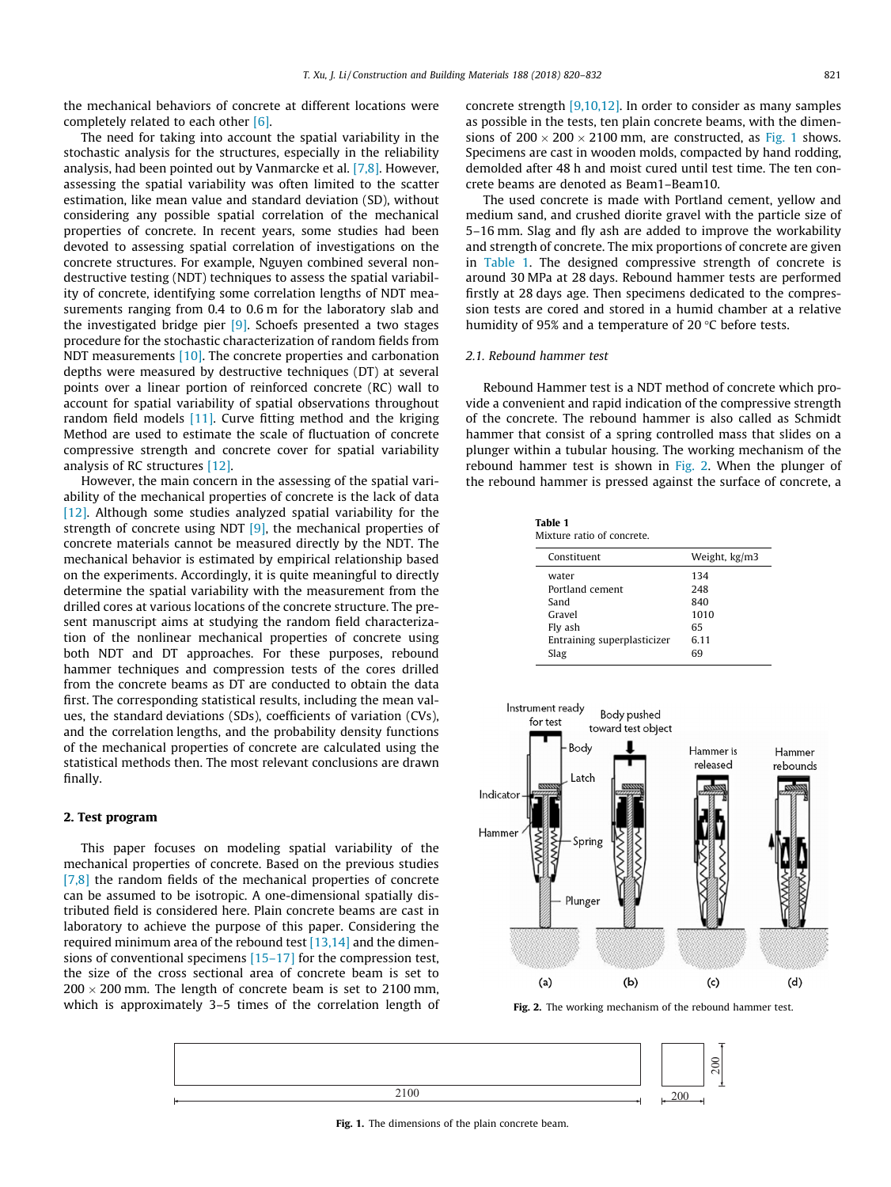the mechanical behaviors of concrete at different locations were completely related to each other [6].

The need for taking into account the spatial variability in the stochastic analysis for the structures, especially in the reliability analysis, had been pointed out by Vanmarcke et al. [7,8]. However, assessing the spatial variability was often limited to the scatter estimation, like mean value and standard deviation (SD), without considering any possible spatial correlation of the mechanical properties of concrete. In recent years, some studies had been devoted to assessing spatial correlation of investigations on the concrete structures. For example, Nguyen combined several non-destructive testing (NDT) techniques to assess the spatial variability of concrete, identifying some correlation lengths of NDT measurements ranging from 0.4 to 0.6 m for the laboratory slab and the investigated bridge pier [9]. Schoefs presented a two stages procedure for the stochastic characterization of random fields from NDT measurements [10]. The concrete properties and carbonation depths were measured by destructive techniques (DT) at several points over a linear portion of reinforced concrete (RC) wall to account for spatial variability of spatial observations throughout random field models [11]. Curve fitting method and the kriging Method are used to estimate the scale of fluctuation of concrete compressive strength and concrete cover for spatial variability analysis of RC structures [12].

However, the main concern in the assessing of the spatial variability of the mechanical properties of concrete is the lack of data [12]. Although some studies analyzed spatial variability for the strength of concrete using NDT [9], the mechanical properties of concrete materials cannot be measured directly by the NDT. The mechanical behavior is estimated by empirical relationship based on the experiments. Accordingly, it is quite meaningful to directly determine the spatial variability with the measurement from the drilled cores at various locations of the concrete structure. The present manuscript aims at studying the random field characterization of the nonlinear mechanical properties of concrete using both NDT and DT approaches. For these purposes, rebound hammer techniques and compression tests of the cores drilled from the concrete beams as DT are conducted to obtain the data first. The corresponding statistical results, including the mean values, the standard deviations (SDs), coefficients of variation (CVs), and the correlation lengths, and the probability density functions of the mechanical properties of concrete are calculated using the statistical methods then. The most relevant conclusions are drawn finally.

## 2. Test program

This paper focuses on modeling spatial variability of the mechanical properties of concrete. Based on the previous studies [7,8] the random fields of the mechanical properties of concrete can be assumed to be isotropic. A one-dimensional spatially distributed field is considered here. Plain concrete beams are cast in laboratory to achieve the purpose of this paper. Considering the required minimum area of the rebound test [13,14] and the dimensions of conventional specimens [15–17] for the compression test, the size of the cross sectional area of concrete beam is set to $200 \times 200$ mm. The length of concrete beam is set to 2100 mm, which is approximately 3–5 times of the correlation length of concrete strength [9,10,12]. In order to consider as many samples as possible in the tests, ten plain concrete beams, with the dimensions of $200 \times 200 \times 2100$ mm, are constructed, as Fig. 1 shows. Specimens are cast in wooden molds, compacted by hand rodding, demolded after 48 h and moist cured until test time. The ten concrete beams are denoted as Beam1–Beam10.

The used concrete is made with Portland cement, yellow and medium sand, and crushed diorite gravel with the particle size of 5–16 mm. Slag and fly ash are added to improve the workability and strength of concrete. The mix proportions of concrete are given in Table 1. The designed compressive strength of concrete is around 30 MPa at 28 days. Rebound hammer tests are performed firstly at 28 days age. Then specimens dedicated to the compression tests are cored and stored in a humid chamber at a relative humidity of 95% and a temperature of 20 °C before tests.

### 2.1. Rebound hammer test

Rebound Hammer test is a NDT method of concrete which provide a convenient and rapid indication of the compressive strength of the concrete. The rebound hammer is also called as Schmidt hammer that consist of a spring controlled mass that slides on a plunger within a tubular housing. The working mechanism of the rebound hammer test is shown in Fig. 2. When the plunger of the rebound hammer is pressed against the surface of concrete, a

**Table 1**
Mixture ratio of concrete.

| Constituent | Weight, kg/m3 |
|---|---|
| water | 134 |
| Portland cement | 248 |
| Sand | 840 |
| Gravel | 1010 |
| Fly ash | 65 |
| Entraining superplasticizer | 6.11 |
| Slag | 69 |

**Fig. 2.** The working mechanism of the rebound hammer test.

**Fig. 1.** The dimensions of the plain concrete beam.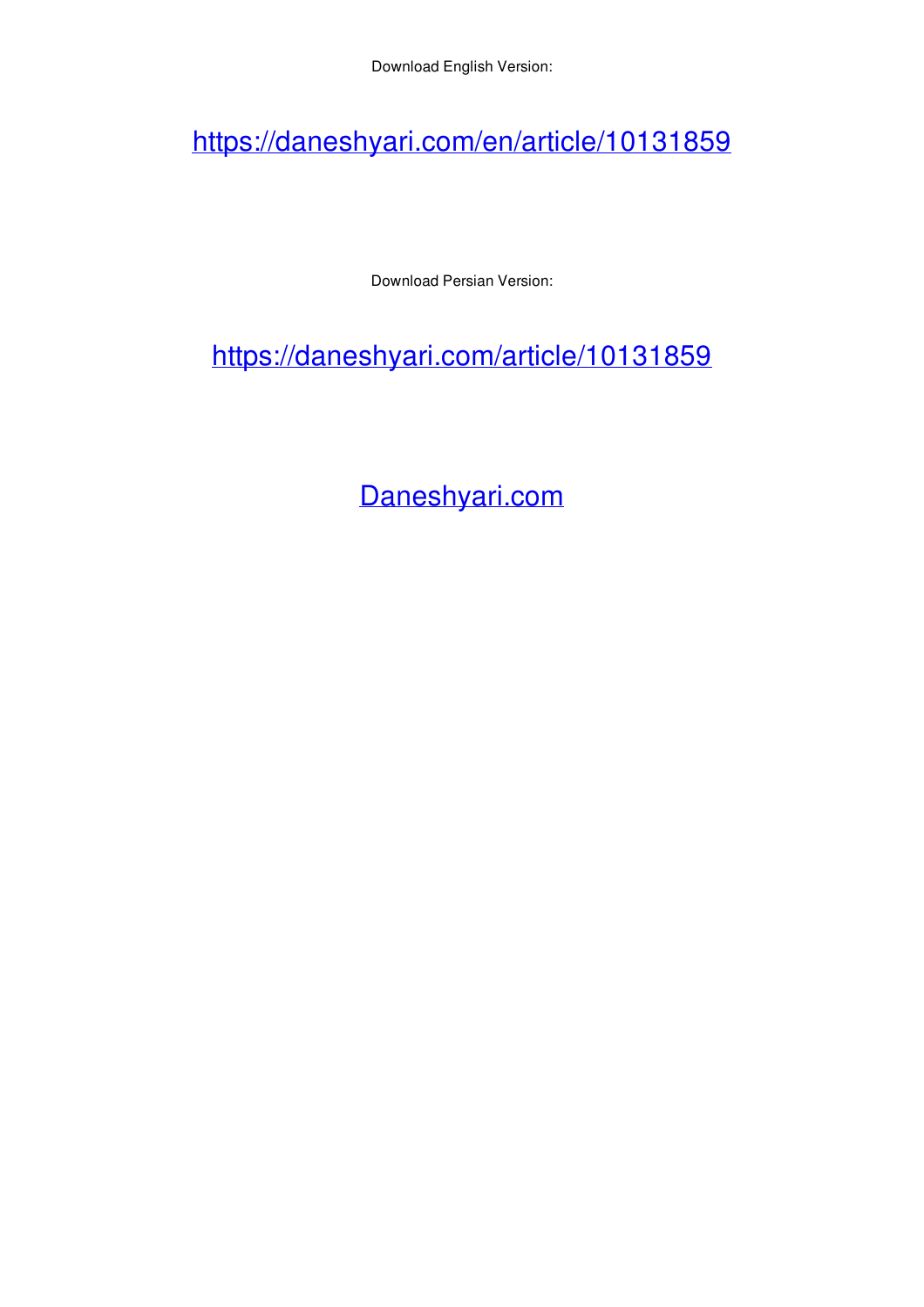Download English Version:

https://daneshyari.com/en/article/10131859

Download Persian Version:

https://daneshyari.com/article/10131859

Daneshyari.com